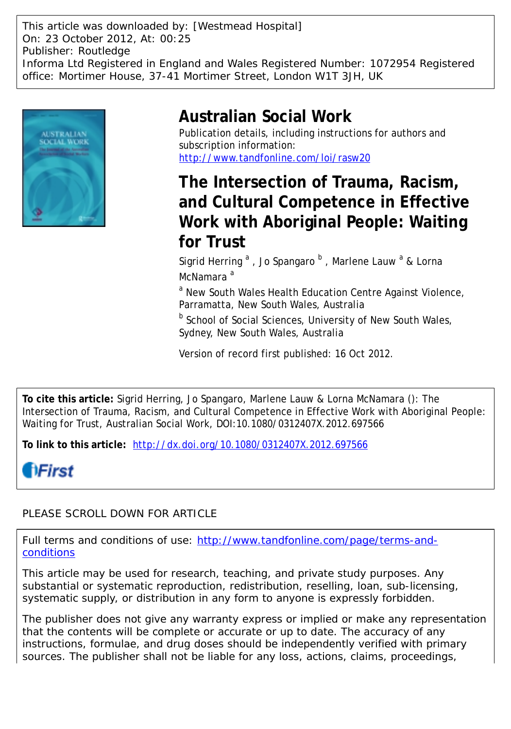This article was downloaded by: [Westmead Hospital]
On: 23 October 2012, At: 00:25
Publisher: Routledge
Informa Ltd Registered in England and Wales Registered Number: 1072954 Registered office: Mortimer House, 37-41 Mortimer Street, London W1T 3JH, UK

# Australian Social Work

Publication details, including instructions for authors and subscription information:
http://www.tandfonline.com/loi/rasw20

## The Intersection of Trauma, Racism, and Cultural Competence in Effective Work with Aboriginal People: Waiting for Trust

Sigrid Herring [a], Jo Spangaro [b], Marlene Lauw [a] & Lorna McNamara [a]

[a] New South Wales Health Education Centre Against Violence, Parramatta, New South Wales, Australia

[b] School of Social Sciences, University of New South Wales, Sydney, New South Wales, Australia

Version of record first published: 16 Oct 2012.

**To cite this article:** Sigrid Herring, Jo Spangaro, Marlene Lauw & Lorna McNamara (): The Intersection of Trauma, Racism, and Cultural Competence in Effective Work with Aboriginal People: Waiting for Trust, Australian Social Work, DOI:10.1080/0312407X.2012.697566

**To link to this article:** http://dx.doi.org/10.1080/0312407X.2012.697566

PLEASE SCROLL DOWN FOR ARTICLE

Full terms and conditions of use: http://www.tandfonline.com/page/terms-and-conditions

This article may be used for research, teaching, and private study purposes. Any substantial or systematic reproduction, redistribution, reselling, loan, sub-licensing, systematic supply, or distribution in any form to anyone is expressly forbidden.

The publisher does not give any warranty express or implied or make any representation that the contents will be complete or accurate or up to date. The accuracy of any instructions, formulae, and drug doses should be independently verified with primary sources. The publisher shall not be liable for any loss, actions, claims, proceedings,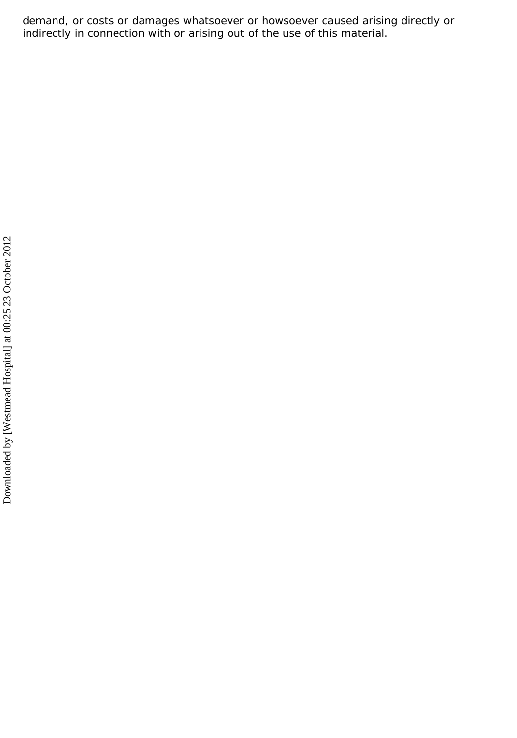demand, or costs or damages whatsoever or howsoever caused arising directly or indirectly in connection with or arising out of the use of this material.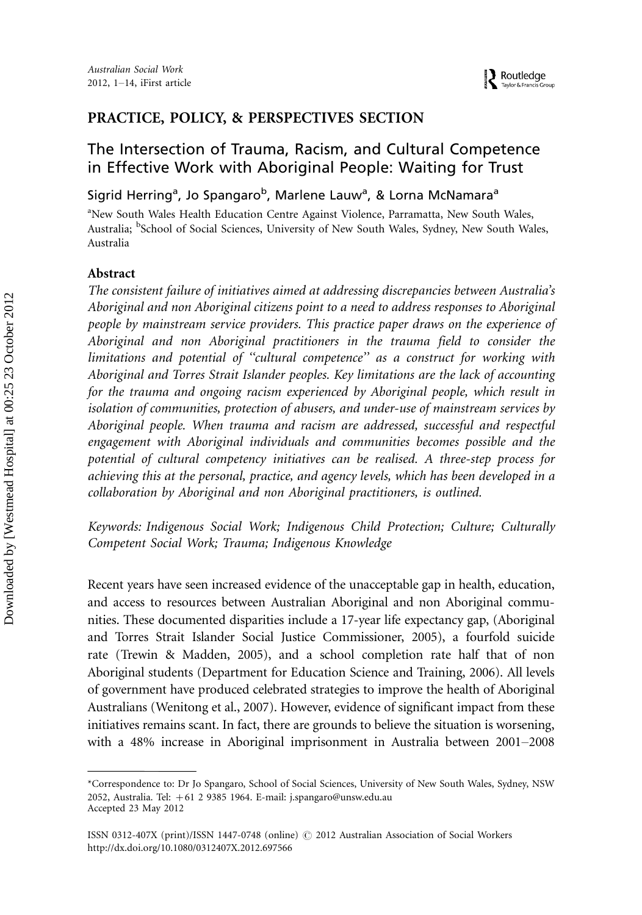## PRACTICE, POLICY, & PERSPECTIVES SECTION

# The Intersection of Trauma, Racism, and Cultural Competence in Effective Work with Aboriginal People: Waiting for Trust

Sigrid Herring[a], Jo Spangaro[b], Marlene Lauw[a], & Lorna McNamara[a]

[a]New South Wales Health Education Centre Against Violence, Parramatta, New South Wales, Australia; [b]School of Social Sciences, University of New South Wales, Sydney, New South Wales, Australia

### Abstract

*The consistent failure of initiatives aimed at addressing discrepancies between Australia's Aboriginal and non Aboriginal citizens point to a need to address responses to Aboriginal people by mainstream service providers. This practice paper draws on the experience of Aboriginal and non Aboriginal practitioners in the trauma field to consider the limitations and potential of "cultural competence" as a construct for working with Aboriginal and Torres Strait Islander peoples. Key limitations are the lack of accounting for the trauma and ongoing racism experienced by Aboriginal people, which result in isolation of communities, protection of abusers, and under-use of mainstream services by Aboriginal people. When trauma and racism are addressed, successful and respectful engagement with Aboriginal individuals and communities becomes possible and the potential of cultural competency initiatives can be realised. A three-step process for achieving this at the personal, practice, and agency levels, which has been developed in a collaboration by Aboriginal and non Aboriginal practitioners, is outlined.*

*Keywords: Indigenous Social Work; Indigenous Child Protection; Culture; Culturally Competent Social Work; Trauma; Indigenous Knowledge*

Recent years have seen increased evidence of the unacceptable gap in health, education, and access to resources between Australian Aboriginal and non Aboriginal communities. These documented disparities include a 17-year life expectancy gap, (Aboriginal and Torres Strait Islander Social Justice Commissioner, 2005), a fourfold suicide rate (Trewin & Madden, 2005), and a school completion rate half that of non Aboriginal students (Department for Education Science and Training, 2006). All levels of government have produced celebrated strategies to improve the health of Aboriginal Australians (Wenitong et al., 2007). However, evidence of significant impact from these initiatives remains scant. In fact, there are grounds to believe the situation is worsening, with a 48% increase in Aboriginal imprisonment in Australia between 2001–2008

---

*Correspondence to: Dr Jo Spangaro, School of Social Sciences, University of New South Wales, Sydney, NSW 2052, Australia. Tel: +61 2 9385 1964. E-mail: j.spangaro@unsw.edu.au
Accepted 23 May 2012

ISSN 0312-407X (print)/ISSN 1447-0748 (online) © 2012 Australian Association of Social Workers
http://dx.doi.org/10.1080/0312407X.2012.697566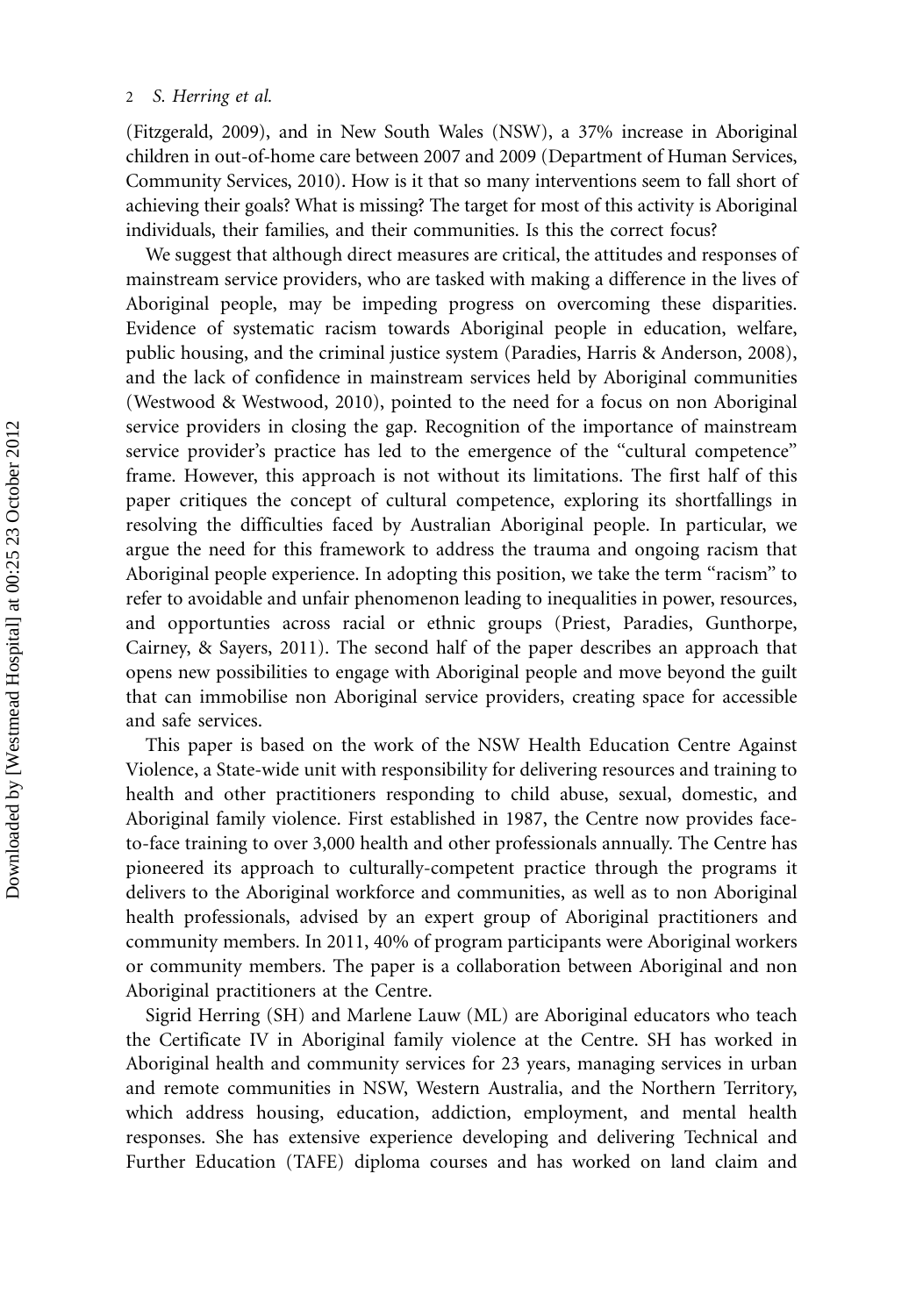(Fitzgerald, 2009), and in New South Wales (NSW), a 37% increase in Aboriginal children in out-of-home care between 2007 and 2009 (Department of Human Services, Community Services, 2010). How is it that so many interventions seem to fall short of achieving their goals? What is missing? The target for most of this activity is Aboriginal individuals, their families, and their communities. Is this the correct focus?

We suggest that although direct measures are critical, the attitudes and responses of mainstream service providers, who are tasked with making a difference in the lives of Aboriginal people, may be impeding progress on overcoming these disparities. Evidence of systematic racism towards Aboriginal people in education, welfare, public housing, and the criminal justice system (Paradies, Harris & Anderson, 2008), and the lack of confidence in mainstream services held by Aboriginal communities (Westwood & Westwood, 2010), pointed to the need for a focus on non Aboriginal service providers in closing the gap. Recognition of the importance of mainstream service provider's practice has led to the emergence of the "cultural competence" frame. However, this approach is not without its limitations. The first half of this paper critiques the concept of cultural competence, exploring its shortfallings in resolving the difficulties faced by Australian Aboriginal people. In particular, we argue the need for this framework to address the trauma and ongoing racism that Aboriginal people experience. In adopting this position, we take the term "racism" to refer to avoidable and unfair phenomenon leading to inequalities in power, resources, and opportunties across racial or ethnic groups (Priest, Paradies, Gunthorpe, Cairney, & Sayers, 2011). The second half of the paper describes an approach that opens new possibilities to engage with Aboriginal people and move beyond the guilt that can immobilise non Aboriginal service providers, creating space for accessible and safe services.

This paper is based on the work of the NSW Health Education Centre Against Violence, a State-wide unit with responsibility for delivering resources and training to health and other practitioners responding to child abuse, sexual, domestic, and Aboriginal family violence. First established in 1987, the Centre now provides face-to-face training to over 3,000 health and other professionals annually. The Centre has pioneered its approach to culturally-competent practice through the programs it delivers to the Aboriginal workforce and communities, as well as to non Aboriginal health professionals, advised by an expert group of Aboriginal practitioners and community members. In 2011, 40% of program participants were Aboriginal workers or community members. The paper is a collaboration between Aboriginal and non Aboriginal practitioners at the Centre.

Sigrid Herring (SH) and Marlene Lauw (ML) are Aboriginal educators who teach the Certificate IV in Aboriginal family violence at the Centre. SH has worked in Aboriginal health and community services for 23 years, managing services in urban and remote communities in NSW, Western Australia, and the Northern Territory, which address housing, education, addiction, employment, and mental health responses. She has extensive experience developing and delivering Technical and Further Education (TAFE) diploma courses and has worked on land claim and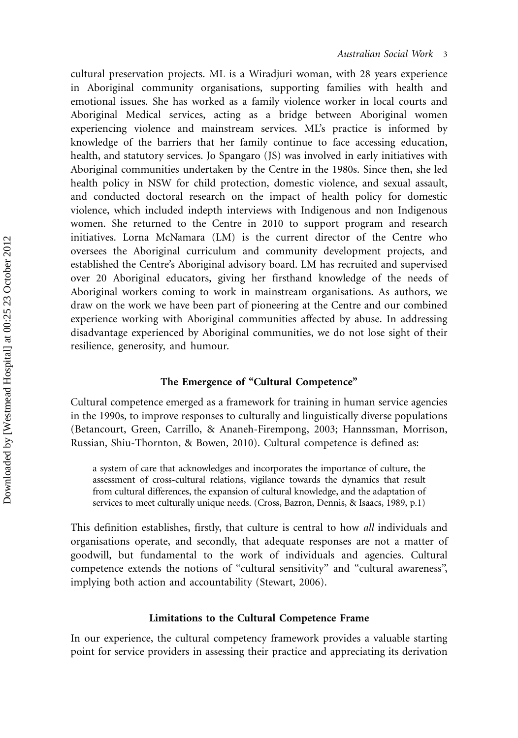cultural preservation projects. ML is a Wiradjuri woman, with 28 years experience in Aboriginal community organisations, supporting families with health and emotional issues. She has worked as a family violence worker in local courts and Aboriginal Medical services, acting as a bridge between Aboriginal women experiencing violence and mainstream services. ML's practice is informed by knowledge of the barriers that her family continue to face accessing education, health, and statutory services. Jo Spangaro (JS) was involved in early initiatives with Aboriginal communities undertaken by the Centre in the 1980s. Since then, she led health policy in NSW for child protection, domestic violence, and sexual assault, and conducted doctoral research on the impact of health policy for domestic violence, which included indepth interviews with Indigenous and non Indigenous women. She returned to the Centre in 2010 to support program and research initiatives. Lorna McNamara (LM) is the current director of the Centre who oversees the Aboriginal curriculum and community development projects, and established the Centre's Aboriginal advisory board. LM has recruited and supervised over 20 Aboriginal educators, giving her firsthand knowledge of the needs of Aboriginal workers coming to work in mainstream organisations. As authors, we draw on the work we have been part of pioneering at the Centre and our combined experience working with Aboriginal communities affected by abuse. In addressing disadvantage experienced by Aboriginal communities, we do not lose sight of their resilience, generosity, and humour.

## The Emergence of "Cultural Competence"

Cultural competence emerged as a framework for training in human service agencies in the 1990s, to improve responses to culturally and linguistically diverse populations (Betancourt, Green, Carrillo, & Ananeh-Firempong, 2003; Hannssman, Morrison, Russian, Shiu-Thornton, & Bowen, 2010). Cultural competence is defined as:

> a system of care that acknowledges and incorporates the importance of culture, the assessment of cross-cultural relations, vigilance towards the dynamics that result from cultural differences, the expansion of cultural knowledge, and the adaptation of services to meet culturally unique needs. (Cross, Bazron, Dennis, & Isaacs, 1989, p.1)

This definition establishes, firstly, that culture is central to how *all* individuals and organisations operate, and secondly, that adequate responses are not a matter of goodwill, but fundamental to the work of individuals and agencies. Cultural competence extends the notions of "cultural sensitivity" and "cultural awareness", implying both action and accountability (Stewart, 2006).

## Limitations to the Cultural Competence Frame

In our experience, the cultural competency framework provides a valuable starting point for service providers in assessing their practice and appreciating its derivation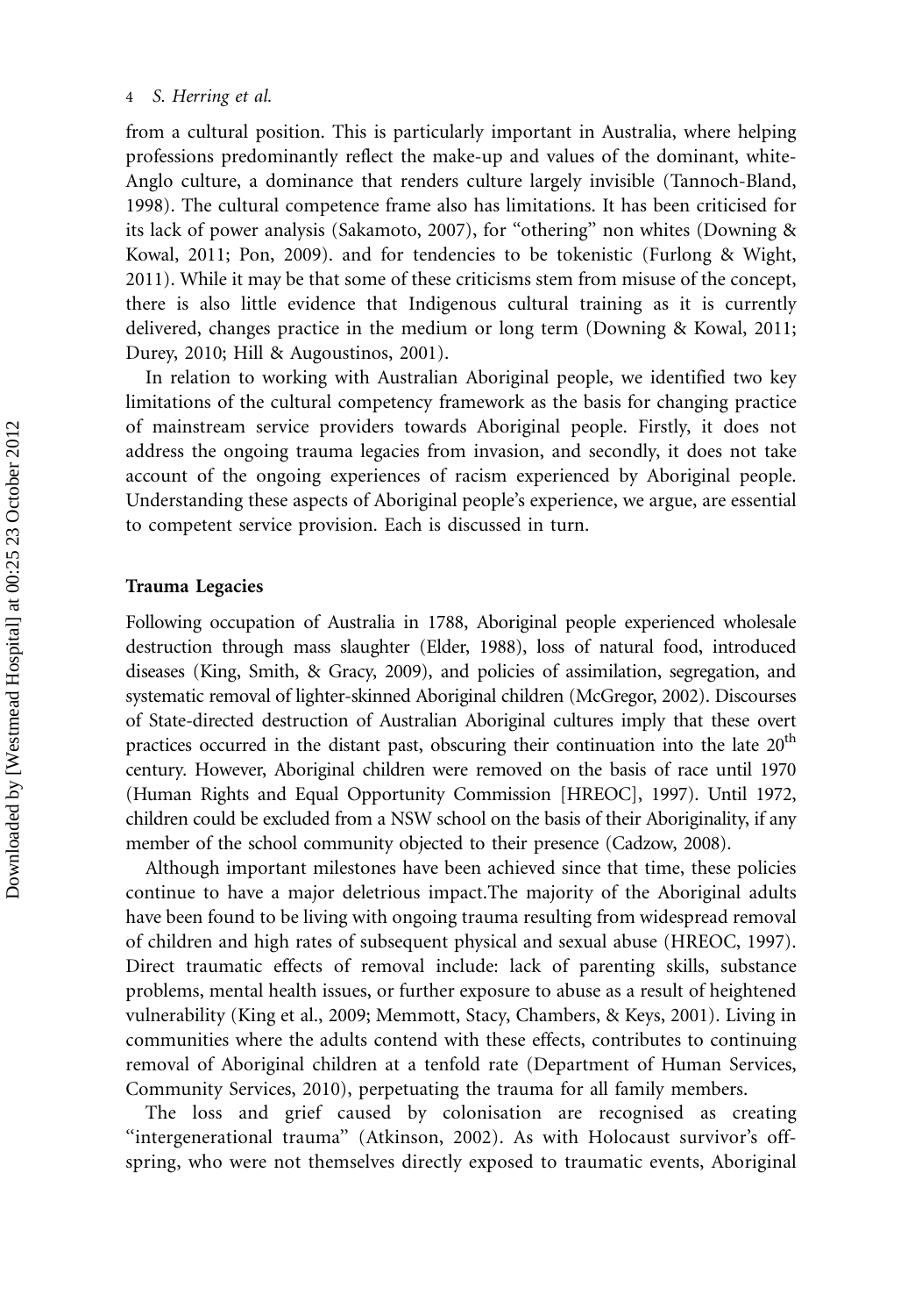from a cultural position. This is particularly important in Australia, where helping professions predominantly reflect the make-up and values of the dominant, white-Anglo culture, a dominance that renders culture largely invisible (Tannoch-Bland, 1998). The cultural competence frame also has limitations. It has been criticised for its lack of power analysis (Sakamoto, 2007), for "othering" non whites (Downing & Kowal, 2011; Pon, 2009). and for tendencies to be tokenistic (Furlong & Wight, 2011). While it may be that some of these criticisms stem from misuse of the concept, there is also little evidence that Indigenous cultural training as it is currently delivered, changes practice in the medium or long term (Downing & Kowal, 2011; Durey, 2010; Hill & Augoustinos, 2001).

In relation to working with Australian Aboriginal people, we identified two key limitations of the cultural competency framework as the basis for changing practice of mainstream service providers towards Aboriginal people. Firstly, it does not address the ongoing trauma legacies from invasion, and secondly, it does not take account of the ongoing experiences of racism experienced by Aboriginal people. Understanding these aspects of Aboriginal people's experience, we argue, are essential to competent service provision. Each is discussed in turn.

## Trauma Legacies

Following occupation of Australia in 1788, Aboriginal people experienced wholesale destruction through mass slaughter (Elder, 1988), loss of natural food, introduced diseases (King, Smith, & Gracy, 2009), and policies of assimilation, segregation, and systematic removal of lighter-skinned Aboriginal children (McGregor, 2002). Discourses of State-directed destruction of Australian Aboriginal cultures imply that these overt practices occurred in the distant past, obscuring their continuation into the late 20th century. However, Aboriginal children were removed on the basis of race until 1970 (Human Rights and Equal Opportunity Commission [HREOC], 1997). Until 1972, children could be excluded from a NSW school on the basis of their Aboriginality, if any member of the school community objected to their presence (Cadzow, 2008).

Although important milestones have been achieved since that time, these policies continue to have a major deleterious impact.The majority of the Aboriginal adults have been found to be living with ongoing trauma resulting from widespread removal of children and high rates of subsequent physical and sexual abuse (HREOC, 1997). Direct traumatic effects of removal include: lack of parenting skills, substance problems, mental health issues, or further exposure to abuse as a result of heightened vulnerability (King et al., 2009; Memmott, Stacy, Chambers, & Keys, 2001). Living in communities where the adults contend with these effects, contributes to continuing removal of Aboriginal children at a tenfold rate (Department of Human Services, Community Services, 2010), perpetuating the trauma for all family members.

The loss and grief caused by colonisation are recognised as creating "intergenerational trauma" (Atkinson, 2002). As with Holocaust survivor's off-spring, who were not themselves directly exposed to traumatic events, Aboriginal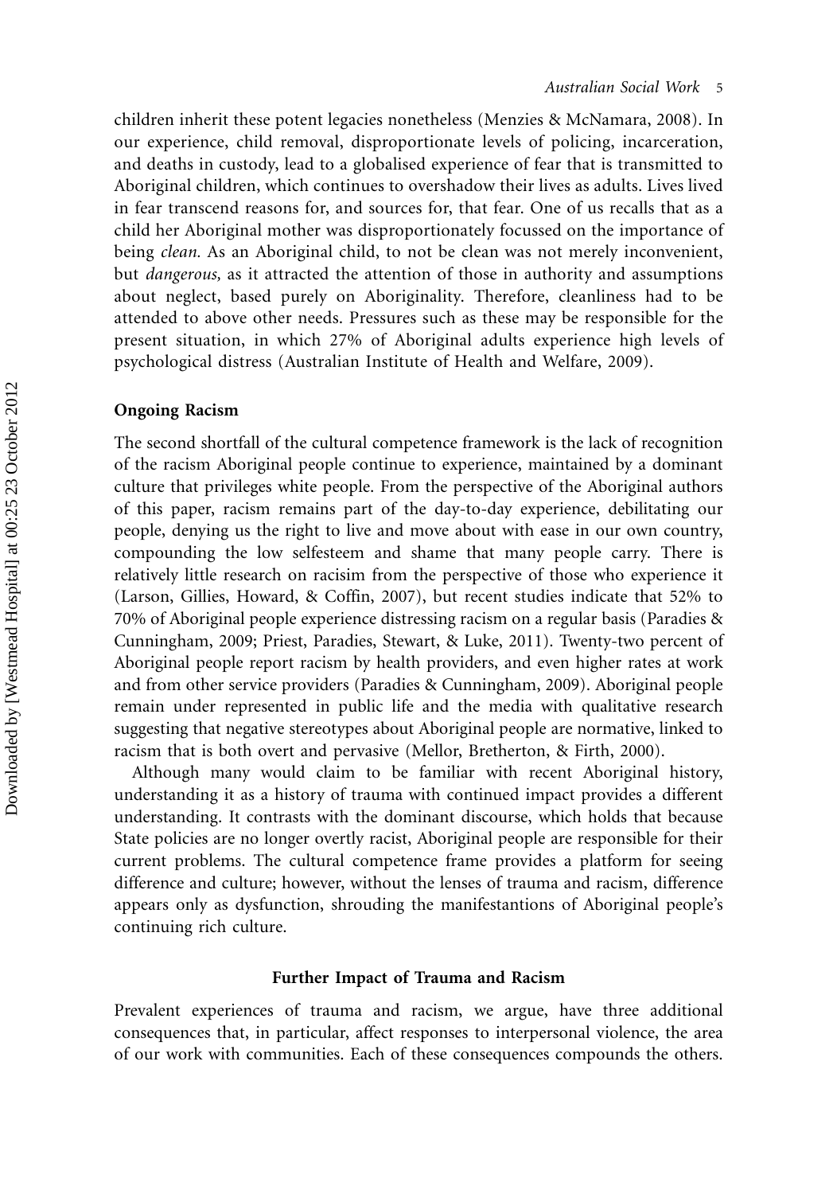children inherit these potent legacies nonetheless (Menzies & McNamara, 2008). In our experience, child removal, disproportionate levels of policing, incarceration, and deaths in custody, lead to a globalised experience of fear that is transmitted to Aboriginal children, which continues to overshadow their lives as adults. Lives lived in fear transcend reasons for, and sources for, that fear. One of us recalls that as a child her Aboriginal mother was disproportionately focussed on the importance of being *clean.* As an Aboriginal child, to not be clean was not merely inconvenient, but *dangerous,* as it attracted the attention of those in authority and assumptions about neglect, based purely on Aboriginality. Therefore, cleanliness had to be attended to above other needs. Pressures such as these may be responsible for the present situation, in which 27% of Aboriginal adults experience high levels of psychological distress (Australian Institute of Health and Welfare, 2009).

### Ongoing Racism

The second shortfall of the cultural competence framework is the lack of recognition of the racism Aboriginal people continue to experience, maintained by a dominant culture that privileges white people. From the perspective of the Aboriginal authors of this paper, racism remains part of the day-to-day experience, debilitating our people, denying us the right to live and move about with ease in our own country, compounding the low selfesteem and shame that many people carry. There is relatively little research on racisim from the perspective of those who experience it (Larson, Gillies, Howard, & Coffin, 2007), but recent studies indicate that 52% to 70% of Aboriginal people experience distressing racism on a regular basis (Paradies & Cunningham, 2009; Priest, Paradies, Stewart, & Luke, 2011). Twenty-two percent of Aboriginal people report racism by health providers, and even higher rates at work and from other service providers (Paradies & Cunningham, 2009). Aboriginal people remain under represented in public life and the media with qualitative research suggesting that negative stereotypes about Aboriginal people are normative, linked to racism that is both overt and pervasive (Mellor, Bretherton, & Firth, 2000).

Although many would claim to be familiar with recent Aboriginal history, understanding it as a history of trauma with continued impact provides a different understanding. It contrasts with the dominant discourse, which holds that because State policies are no longer overtly racist, Aboriginal people are responsible for their current problems. The cultural competence frame provides a platform for seeing difference and culture; however, without the lenses of trauma and racism, difference appears only as dysfunction, shrouding the manifestantions of Aboriginal people's continuing rich culture.

## Further Impact of Trauma and Racism

Prevalent experiences of trauma and racism, we argue, have three additional consequences that, in particular, affect responses to interpersonal violence, the area of our work with communities. Each of these consequences compounds the others.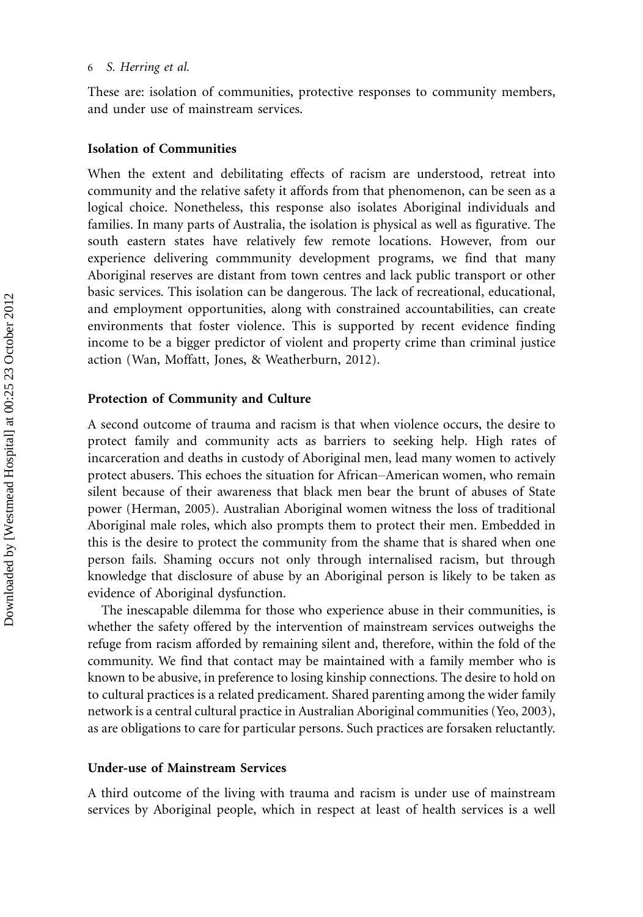These are: isolation of communities, protective responses to community members, and under use of mainstream services.

### Isolation of Communities

When the extent and debilitating effects of racism are understood, retreat into community and the relative safety it affords from that phenomenon, can be seen as a logical choice. Nonetheless, this response also isolates Aboriginal individuals and families. In many parts of Australia, the isolation is physical as well as figurative. The south eastern states have relatively few remote locations. However, from our experience delivering commmunity development programs, we find that many Aboriginal reserves are distant from town centres and lack public transport or other basic services. This isolation can be dangerous. The lack of recreational, educational, and employment opportunities, along with constrained accountabilities, can create environments that foster violence. This is supported by recent evidence finding income to be a bigger predictor of violent and property crime than criminal justice action (Wan, Moffatt, Jones, & Weatherburn, 2012).

### Protection of Community and Culture

A second outcome of trauma and racism is that when violence occurs, the desire to protect family and community acts as barriers to seeking help. High rates of incarceration and deaths in custody of Aboriginal men, lead many women to actively protect abusers. This echoes the situation for African–American women, who remain silent because of their awareness that black men bear the brunt of abuses of State power (Herman, 2005). Australian Aboriginal women witness the loss of traditional Aboriginal male roles, which also prompts them to protect their men. Embedded in this is the desire to protect the community from the shame that is shared when one person fails. Shaming occurs not only through internalised racism, but through knowledge that disclosure of abuse by an Aboriginal person is likely to be taken as evidence of Aboriginal dysfunction.

The inescapable dilemma for those who experience abuse in their communities, is whether the safety offered by the intervention of mainstream services outweighs the refuge from racism afforded by remaining silent and, therefore, within the fold of the community. We find that contact may be maintained with a family member who is known to be abusive, in preference to losing kinship connections. The desire to hold on to cultural practices is a related predicament. Shared parenting among the wider family network is a central cultural practice in Australian Aboriginal communities (Yeo, 2003), as are obligations to care for particular persons. Such practices are forsaken reluctantly.

### Under-use of Mainstream Services

A third outcome of the living with trauma and racism is under use of mainstream services by Aboriginal people, which in respect at least of health services is a well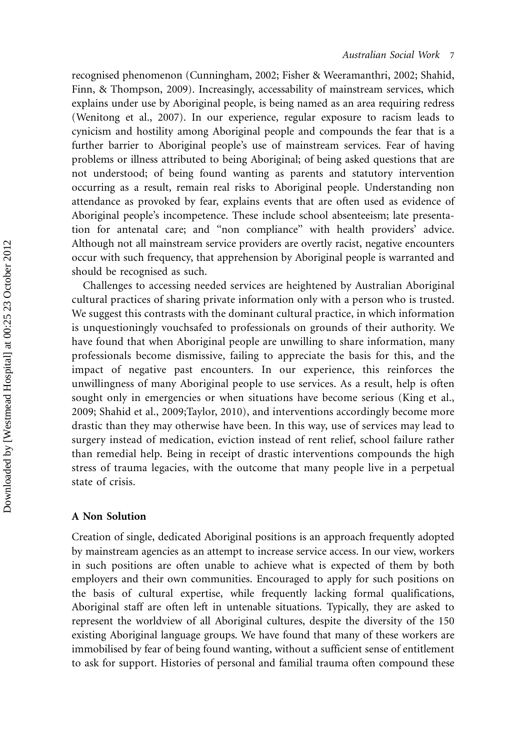recognised phenomenon (Cunningham, 2002; Fisher & Weeramanthri, 2002; Shahid, Finn, & Thompson, 2009). Increasingly, accessability of mainstream services, which explains under use by Aboriginal people, is being named as an area requiring redress (Wenitong et al., 2007). In our experience, regular exposure to racism leads to cynicism and hostility among Aboriginal people and compounds the fear that is a further barrier to Aboriginal people's use of mainstream services. Fear of having problems or illness attributed to being Aboriginal; of being asked questions that are not understood; of being found wanting as parents and statutory intervention occurring as a result, remain real risks to Aboriginal people. Understanding non attendance as provoked by fear, explains events that are often used as evidence of Aboriginal people's incompetence. These include school absenteeism; late presentation for antenatal care; and "non compliance" with health providers' advice. Although not all mainstream service providers are overtly racist, negative encounters occur with such frequency, that apprehension by Aboriginal people is warranted and should be recognised as such.

Challenges to accessing needed services are heightened by Australian Aboriginal cultural practices of sharing private information only with a person who is trusted. We suggest this contrasts with the dominant cultural practice, in which information is unquestioningly vouchsafed to professionals on grounds of their authority. We have found that when Aboriginal people are unwilling to share information, many professionals become dismissive, failing to appreciate the basis for this, and the impact of negative past encounters. In our experience, this reinforces the unwillingness of many Aboriginal people to use services. As a result, help is often sought only in emergencies or when situations have become serious (King et al., 2009; Shahid et al., 2009;Taylor, 2010), and interventions accordingly become more drastic than they may otherwise have been. In this way, use of services may lead to surgery instead of medication, eviction instead of rent relief, school failure rather than remedial help. Being in receipt of drastic interventions compounds the high stress of trauma legacies, with the outcome that many people live in a perpetual state of crisis.

### A Non Solution

Creation of single, dedicated Aboriginal positions is an approach frequently adopted by mainstream agencies as an attempt to increase service access. In our view, workers in such positions are often unable to achieve what is expected of them by both employers and their own communities. Encouraged to apply for such positions on the basis of cultural expertise, while frequently lacking formal qualifications, Aboriginal staff are often left in untenable situations. Typically, they are asked to represent the worldview of all Aboriginal cultures, despite the diversity of the 150 existing Aboriginal language groups. We have found that many of these workers are immobilised by fear of being found wanting, without a sufficient sense of entitlement to ask for support. Histories of personal and familial trauma often compound these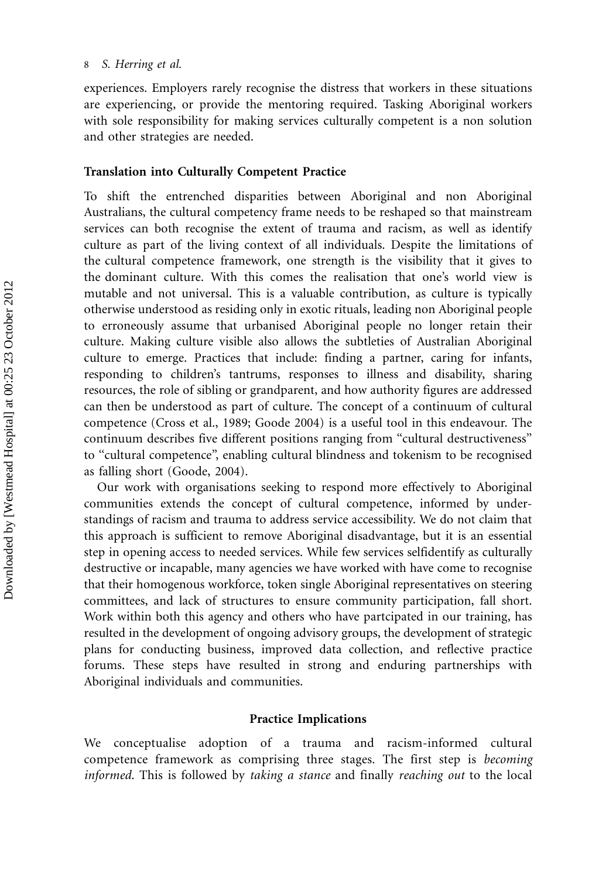experiences. Employers rarely recognise the distress that workers in these situations are experiencing, or provide the mentoring required. Tasking Aboriginal workers with sole responsibility for making services culturally competent is a non solution and other strategies are needed.

### Translation into Culturally Competent Practice

To shift the entrenched disparities between Aboriginal and non Aboriginal Australians, the cultural competency frame needs to be reshaped so that mainstream services can both recognise the extent of trauma and racism, as well as identify culture as part of the living context of all individuals. Despite the limitations of the cultural competence framework, one strength is the visibility that it gives to the dominant culture. With this comes the realisation that one's world view is mutable and not universal. This is a valuable contribution, as culture is typically otherwise understood as residing only in exotic rituals, leading non Aboriginal people to erroneously assume that urbanised Aboriginal people no longer retain their culture. Making culture visible also allows the subtleties of Australian Aboriginal culture to emerge. Practices that include: finding a partner, caring for infants, responding to children's tantrums, responses to illness and disability, sharing resources, the role of sibling or grandparent, and how authority figures are addressed can then be understood as part of culture. The concept of a continuum of cultural competence (Cross et al., 1989; Goode 2004) is a useful tool in this endeavour. The continuum describes five different positions ranging from "cultural destructiveness" to "cultural competence", enabling cultural blindness and tokenism to be recognised as falling short (Goode, 2004).

Our work with organisations seeking to respond more effectively to Aboriginal communities extends the concept of cultural competence, informed by understandings of racism and trauma to address service accessibility. We do not claim that this approach is sufficient to remove Aboriginal disadvantage, but it is an essential step in opening access to needed services. While few services selfidentify as culturally destructive or incapable, many agencies we have worked with have come to recognise that their homogenous workforce, token single Aboriginal representatives on steering committees, and lack of structures to ensure community participation, fall short. Work within both this agency and others who have partcipated in our training, has resulted in the development of ongoing advisory groups, the development of strategic plans for conducting business, improved data collection, and reflective practice forums. These steps have resulted in strong and enduring partnerships with Aboriginal individuals and communities.

## Practice Implications

We conceptualise adoption of a trauma and racism-informed cultural competence framework as comprising three stages. The first step is *becoming informed*. This is followed by *taking a stance* and finally *reaching out* to the local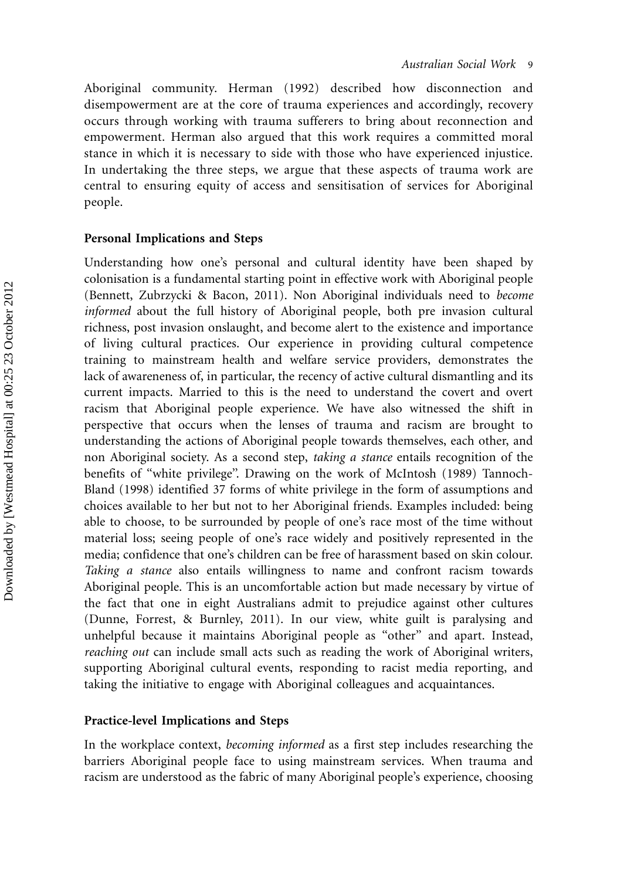Aboriginal community. Herman (1992) described how disconnection and disempowerment are at the core of trauma experiences and accordingly, recovery occurs through working with trauma sufferers to bring about reconnection and empowerment. Herman also argued that this work requires a committed moral stance in which it is necessary to side with those who have experienced injustice. In undertaking the three steps, we argue that these aspects of trauma work are central to ensuring equity of access and sensitisation of services for Aboriginal people.

### Personal Implications and Steps

Understanding how one's personal and cultural identity have been shaped by colonisation is a fundamental starting point in effective work with Aboriginal people (Bennett, Zubrzycki & Bacon, 2011). Non Aboriginal individuals need to *become informed* about the full history of Aboriginal people, both pre invasion cultural richness, post invasion onslaught, and become alert to the existence and importance of living cultural practices. Our experience in providing cultural competence training to mainstream health and welfare service providers, demonstrates the lack of awareneness of, in particular, the recency of active cultural dismantling and its current impacts. Married to this is the need to understand the covert and overt racism that Aboriginal people experience. We have also witnessed the shift in perspective that occurs when the lenses of trauma and racism are brought to understanding the actions of Aboriginal people towards themselves, each other, and non Aboriginal society. As a second step, *taking a stance* entails recognition of the benefits of "white privilege". Drawing on the work of McIntosh (1989) Tannoch-Bland (1998) identified 37 forms of white privilege in the form of assumptions and choices available to her but not to her Aboriginal friends. Examples included: being able to choose, to be surrounded by people of one's race most of the time without material loss; seeing people of one's race widely and positively represented in the media; confidence that one's children can be free of harassment based on skin colour. *Taking a stance* also entails willingness to name and confront racism towards Aboriginal people. This is an uncomfortable action but made necessary by virtue of the fact that one in eight Australians admit to prejudice against other cultures (Dunne, Forrest, & Burnley, 2011). In our view, white guilt is paralysing and unhelpful because it maintains Aboriginal people as "other" and apart. Instead, *reaching out* can include small acts such as reading the work of Aboriginal writers, supporting Aboriginal cultural events, responding to racist media reporting, and taking the initiative to engage with Aboriginal colleagues and acquaintances.

### Practice-level Implications and Steps

In the workplace context, *becoming informed* as a first step includes researching the barriers Aboriginal people face to using mainstream services. When trauma and racism are understood as the fabric of many Aboriginal people's experience, choosing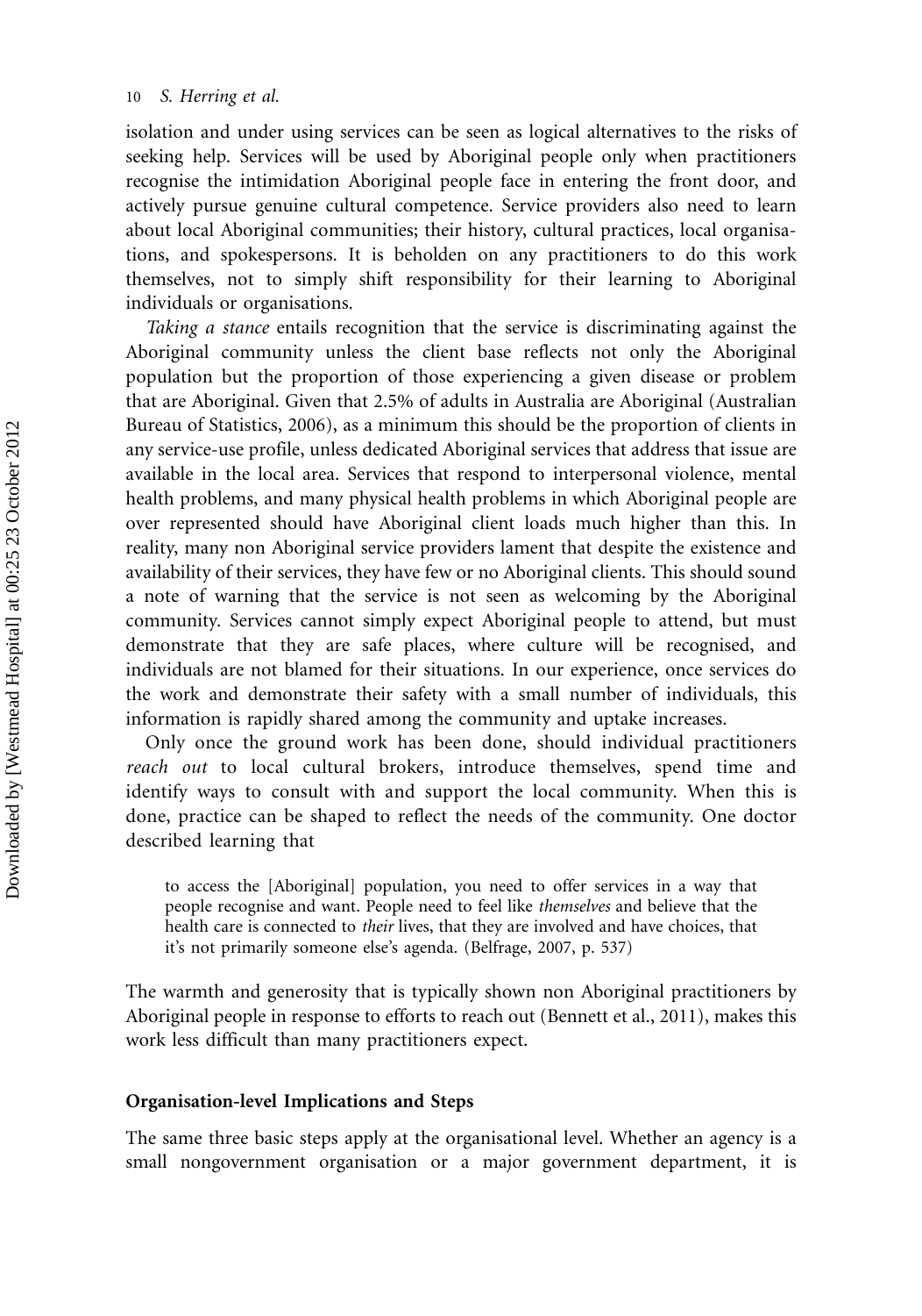isolation and under using services can be seen as logical alternatives to the risks of seeking help. Services will be used by Aboriginal people only when practitioners recognise the intimidation Aboriginal people face in entering the front door, and actively pursue genuine cultural competence. Service providers also need to learn about local Aboriginal communities; their history, cultural practices, local organisations, and spokespersons. It is beholden on any practitioners to do this work themselves, not to simply shift responsibility for their learning to Aboriginal individuals or organisations.

*Taking a stance* entails recognition that the service is discriminating against the Aboriginal community unless the client base reflects not only the Aboriginal population but the proportion of those experiencing a given disease or problem that are Aboriginal. Given that 2.5% of adults in Australia are Aboriginal (Australian Bureau of Statistics, 2006), as a minimum this should be the proportion of clients in any service-use profile, unless dedicated Aboriginal services that address that issue are available in the local area. Services that respond to interpersonal violence, mental health problems, and many physical health problems in which Aboriginal people are over represented should have Aboriginal client loads much higher than this. In reality, many non Aboriginal service providers lament that despite the existence and availability of their services, they have few or no Aboriginal clients. This should sound a note of warning that the service is not seen as welcoming by the Aboriginal community. Services cannot simply expect Aboriginal people to attend, but must demonstrate that they are safe places, where culture will be recognised, and individuals are not blamed for their situations. In our experience, once services do the work and demonstrate their safety with a small number of individuals, this information is rapidly shared among the community and uptake increases.

Only once the ground work has been done, should individual practitioners *reach out* to local cultural brokers, introduce themselves, spend time and identify ways to consult with and support the local community. When this is done, practice can be shaped to reflect the needs of the community. One doctor described learning that

> to access the [Aboriginal] population, you need to offer services in a way that people recognise and want. People need to feel like *themselves* and believe that the health care is connected to *their* lives, that they are involved and have choices, that it's not primarily someone else's agenda. (Belfrage, 2007, p. 537)

The warmth and generosity that is typically shown non Aboriginal practitioners by Aboriginal people in response to efforts to reach out (Bennett et al., 2011), makes this work less difficult than many practitioners expect.

### Organisation-level Implications and Steps

The same three basic steps apply at the organisational level. Whether an agency is a small nongovernment organisation or a major government department, it is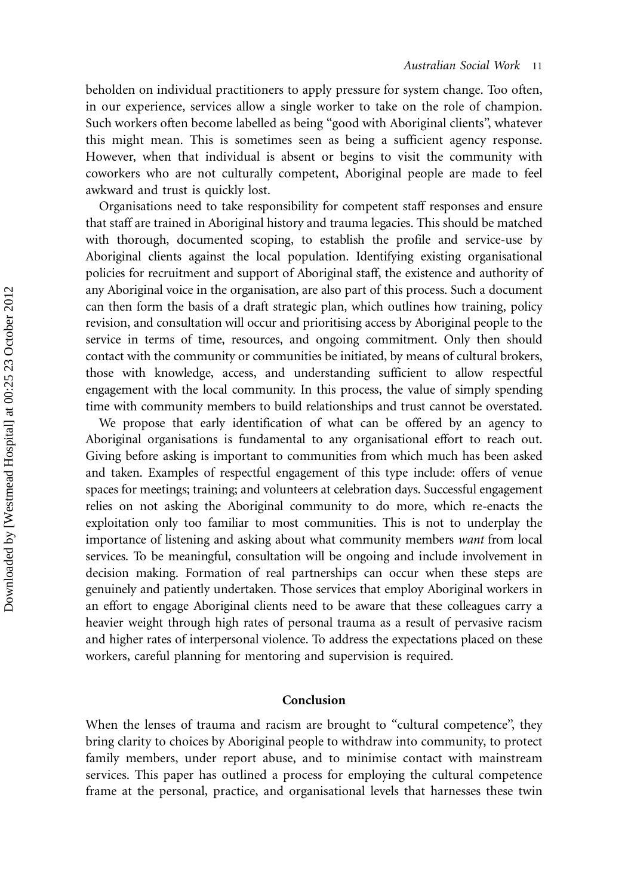beholden on individual practitioners to apply pressure for system change. Too often, in our experience, services allow a single worker to take on the role of champion. Such workers often become labelled as being "good with Aboriginal clients", whatever this might mean. This is sometimes seen as being a sufficient agency response. However, when that individual is absent or begins to visit the community with coworkers who are not culturally competent, Aboriginal people are made to feel awkward and trust is quickly lost.

Organisations need to take responsibility for competent staff responses and ensure that staff are trained in Aboriginal history and trauma legacies. This should be matched with thorough, documented scoping, to establish the profile and service-use by Aboriginal clients against the local population. Identifying existing organisational policies for recruitment and support of Aboriginal staff, the existence and authority of any Aboriginal voice in the organisation, are also part of this process. Such a document can then form the basis of a draft strategic plan, which outlines how training, policy revision, and consultation will occur and prioritising access by Aboriginal people to the service in terms of time, resources, and ongoing commitment. Only then should contact with the community or communities be initiated, by means of cultural brokers, those with knowledge, access, and understanding sufficient to allow respectful engagement with the local community. In this process, the value of simply spending time with community members to build relationships and trust cannot be overstated.

We propose that early identification of what can be offered by an agency to Aboriginal organisations is fundamental to any organisational effort to reach out. Giving before asking is important to communities from which much has been asked and taken. Examples of respectful engagement of this type include: offers of venue spaces for meetings; training; and volunteers at celebration days. Successful engagement relies on not asking the Aboriginal community to do more, which re-enacts the exploitation only too familiar to most communities. This is not to underplay the importance of listening and asking about what community members *want* from local services. To be meaningful, consultation will be ongoing and include involvement in decision making. Formation of real partnerships can occur when these steps are genuinely and patiently undertaken. Those services that employ Aboriginal workers in an effort to engage Aboriginal clients need to be aware that these colleagues carry a heavier weight through high rates of personal trauma as a result of pervasive racism and higher rates of interpersonal violence. To address the expectations placed on these workers, careful planning for mentoring and supervision is required.

## Conclusion

When the lenses of trauma and racism are brought to "cultural competence", they bring clarity to choices by Aboriginal people to withdraw into community, to protect family members, under report abuse, and to minimise contact with mainstream services. This paper has outlined a process for employing the cultural competence frame at the personal, practice, and organisational levels that harnesses these twin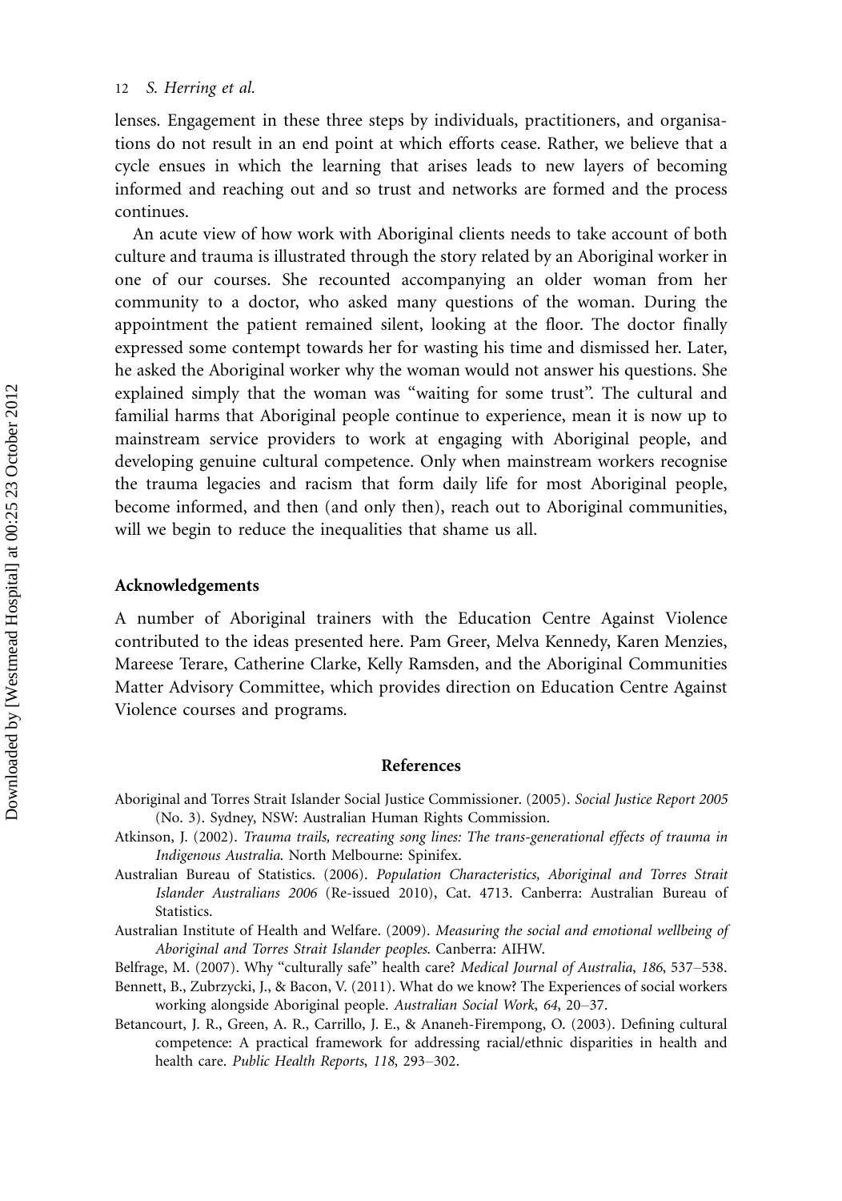lenses. Engagement in these three steps by individuals, practitioners, and organisations do not result in an end point at which efforts cease. Rather, we believe that a cycle ensues in which the learning that arises leads to new layers of becoming informed and reaching out and so trust and networks are formed and the process continues.

An acute view of how work with Aboriginal clients needs to take account of both culture and trauma is illustrated through the story related by an Aboriginal worker in one of our courses. She recounted accompanying an older woman from her community to a doctor, who asked many questions of the woman. During the appointment the patient remained silent, looking at the floor. The doctor finally expressed some contempt towards her for wasting his time and dismissed her. Later, he asked the Aboriginal worker why the woman would not answer his questions. She explained simply that the woman was "waiting for some trust". The cultural and familial harms that Aboriginal people continue to experience, mean it is now up to mainstream service providers to work at engaging with Aboriginal people, and developing genuine cultural competence. Only when mainstream workers recognise the trauma legacies and racism that form daily life for most Aboriginal people, become informed, and then (and only then), reach out to Aboriginal communities, will we begin to reduce the inequalities that shame us all.

## Acknowledgements

A number of Aboriginal trainers with the Education Centre Against Violence contributed to the ideas presented here. Pam Greer, Melva Kennedy, Karen Menzies, Mareese Terare, Catherine Clarke, Kelly Ramsden, and the Aboriginal Communities Matter Advisory Committee, which provides direction on Education Centre Against Violence courses and programs.

## References

Aboriginal and Torres Strait Islander Social Justice Commissioner. (2005). *Social Justice Report 2005* (No. 3). Sydney, NSW: Australian Human Rights Commission.

Atkinson, J. (2002). *Trauma trails, recreating song lines: The trans-generational effects of trauma in Indigenous Australia*. North Melbourne: Spinifex.

Australian Bureau of Statistics. (2006). *Population Characteristics, Aboriginal and Torres Strait Islander Australians 2006* (Re-issued 2010), Cat. 4713. Canberra: Australian Bureau of Statistics.

Australian Institute of Health and Welfare. (2009). *Measuring the social and emotional wellbeing of Aboriginal and Torres Strait Islander peoples*. Canberra: AIHW.

Belfrage, M. (2007). Why "culturally safe" health care? *Medical Journal of Australia*, *186*, 537–538.

Bennett, B., Zubrzycki, J., & Bacon, V. (2011). What do we know? The Experiences of social workers working alongside Aboriginal people. *Australian Social Work*, *64*, 20–37.

Betancourt, J. R., Green, A. R., Carrillo, J. E., & Ananeh-Firempong, O. (2003). Defining cultural competence: A practical framework for addressing racial/ethnic disparities in health and health care. *Public Health Reports*, *118*, 293–302.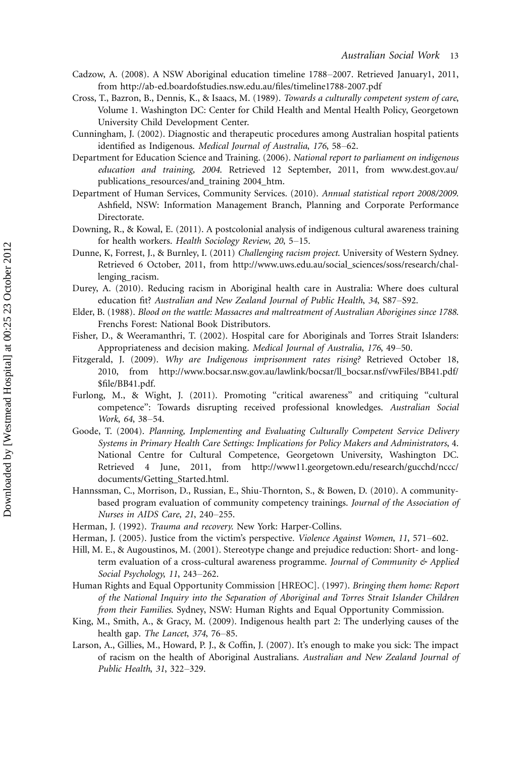Cadzow, A. (2008). A NSW Aboriginal education timeline 1788–2007. Retrieved January1, 2011, from http://ab-ed.boardofstudies.nsw.edu.au/files/timeline1788-2007.pdf

Cross, T., Bazron, B., Dennis, K., & Isaacs, M. (1989). *Towards a culturally competent system of care*, Volume 1. Washington DC: Center for Child Health and Mental Health Policy, Georgetown University Child Development Center.

Cunningham, J. (2002). Diagnostic and therapeutic procedures among Australian hospital patients identified as Indigenous. *Medical Journal of Australia*, *176*, 58–62.

Department for Education Science and Training. (2006). *National report to parliament on indigenous education and training, 2004*. Retrieved 12 September, 2011, from www.dest.gov.au/publications_resources/and_training 2004_htm.

Department of Human Services, Community Services. (2010). *Annual statistical report 2008/2009*. Ashfield, NSW: Information Management Branch, Planning and Corporate Performance Directorate.

Downing, R., & Kowal, E. (2011). A postcolonial analysis of indigenous cultural awareness training for health workers. *Health Sociology Review*, *20*, 5–15.

Dunne, K, Forrest, J., & Burnley, I. (2011) *Challenging racism project*. University of Western Sydney. Retrieved 6 October, 2011, from http://www.uws.edu.au/social_sciences/soss/research/challenging_racism.

Durey, A. (2010). Reducing racism in Aboriginal health care in Australia: Where does cultural education fit? *Australian and New Zealand Journal of Public Health*, *34*, S87–S92.

Elder, B. (1988). *Blood on the wattle: Massacres and maltreatment of Australian Aborigines since 1788*. Frenchs Forest: National Book Distributors.

Fisher, D., & Weeramanthri, T. (2002). Hospital care for Aboriginals and Torres Strait Islanders: Appropriateness and decision making. *Medical Journal of Australia*, *176*, 49–50.

Fitzgerald, J. (2009). *Why are Indigenous imprisonment rates rising?* Retrieved October 18, 2010, from http://www.bocsar.nsw.gov.au/lawlink/bocsar/ll_bocsar.nsf/vwFiles/BB41.pdf/$file/BB41.pdf.

Furlong, M., & Wight, J. (2011). Promoting "critical awareness" and critiquing "cultural competence": Towards disrupting received professional knowledges. *Australian Social Work*, *64*, 38–54.

Goode, T. (2004). *Planning, Implementing and Evaluating Culturally Competent Service Delivery Systems in Primary Health Care Settings: Implications for Policy Makers and Administrators*, 4. National Centre for Cultural Competence, Georgetown University, Washington DC. Retrieved 4 June, 2011, from http://www11.georgetown.edu/research/gucchd/nccc/documents/Getting_Started.html.

Hannssman, C., Morrison, D., Russian, E., Shiu-Thornton, S., & Bowen, D. (2010). A community-based program evaluation of community competency trainings. *Journal of the Association of Nurses in AIDS Care*, *21*, 240–255.

Herman, J. (1992). *Trauma and recovery*. New York: Harper-Collins.

Herman, J. (2005). Justice from the victim's perspective. *Violence Against Women*, *11*, 571–602.

Hill, M. E., & Augoustinos, M. (2001). Stereotype change and prejudice reduction: Short- and long-term evaluation of a cross-cultural awareness programme. *Journal of Community & Applied Social Psychology*, *11*, 243–262.

Human Rights and Equal Opportunity Commission [HREOC]. (1997). *Bringing them home: Report of the National Inquiry into the Separation of Aboriginal and Torres Strait Islander Children from their Families*. Sydney, NSW: Human Rights and Equal Opportunity Commission.

King, M., Smith, A., & Gracy, M. (2009). Indigenous health part 2: The underlying causes of the health gap. *The Lancet*, *374*, 76–85.

Larson, A., Gillies, M., Howard, P. J., & Coffin, J. (2007). It's enough to make you sick: The impact of racism on the health of Aboriginal Australians. *Australian and New Zealand Journal of Public Health*, *31*, 322–329.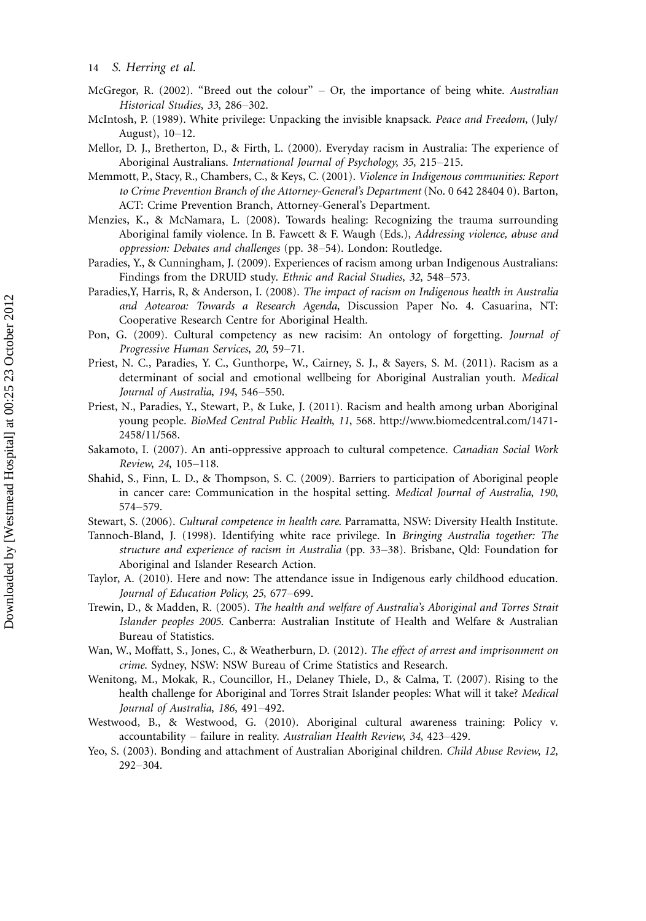McGregor, R. (2002). "Breed out the colour" – Or, the importance of being white. *Australian Historical Studies*, *33*, 286–302.

McIntosh, P. (1989). White privilege: Unpacking the invisible knapsack. *Peace and Freedom*, (July/August), 10–12.

Mellor, D. J., Bretherton, D., & Firth, L. (2000). Everyday racism in Australia: The experience of Aboriginal Australians. *International Journal of Psychology*, *35*, 215–215.

Memmott, P., Stacy, R., Chambers, C., & Keys, C. (2001). *Violence in Indigenous communities: Report to Crime Prevention Branch of the Attorney-General's Department* (No. 0 642 28404 0). Barton, ACT: Crime Prevention Branch, Attorney-General's Department.

Menzies, K., & McNamara, L. (2008). Towards healing: Recognizing the trauma surrounding Aboriginal family violence. In B. Fawcett & F. Waugh (Eds.), *Addressing violence, abuse and oppression: Debates and challenges* (pp. 38–54). London: Routledge.

Paradies, Y., & Cunningham, J. (2009). Experiences of racism among urban Indigenous Australians: Findings from the DRUID study. *Ethnic and Racial Studies*, *32*, 548–573.

Paradies,Y, Harris, R, & Anderson, I. (2008). *The impact of racism on Indigenous health in Australia and Aotearoa: Towards a Research Agenda*, Discussion Paper No. 4. Casuarina, NT: Cooperative Research Centre for Aboriginal Health.

Pon, G. (2009). Cultural competency as new racisim: An ontology of forgetting. *Journal of Progressive Human Services*, *20*, 59–71.

Priest, N. C., Paradies, Y. C., Gunthorpe, W., Cairney, S. J., & Sayers, S. M. (2011). Racism as a determinant of social and emotional wellbeing for Aboriginal Australian youth. *Medical Journal of Australia*, *194*, 546–550.

Priest, N., Paradies, Y., Stewart, P., & Luke, J. (2011). Racism and health among urban Aboriginal young people. *BioMed Central Public Health*, *11*, 568. http://www.biomedcentral.com/1471-2458/11/568.

Sakamoto, I. (2007). An anti-oppressive approach to cultural competence. *Canadian Social Work Review*, *24*, 105–118.

Shahid, S., Finn, L. D., & Thompson, S. C. (2009). Barriers to participation of Aboriginal people in cancer care: Communication in the hospital setting. *Medical Journal of Australia*, *190*, 574–579.

Stewart, S. (2006). *Cultural competence in health care*. Parramatta, NSW: Diversity Health Institute.

Tannoch-Bland, J. (1998). Identifying white race privilege. In *Bringing Australia together: The structure and experience of racism in Australia* (pp. 33–38). Brisbane, Qld: Foundation for Aboriginal and Islander Research Action.

Taylor, A. (2010). Here and now: The attendance issue in Indigenous early childhood education. *Journal of Education Policy*, *25*, 677–699.

Trewin, D., & Madden, R. (2005). *The health and welfare of Australia's Aboriginal and Torres Strait Islander peoples 2005*. Canberra: Australian Institute of Health and Welfare & Australian Bureau of Statistics.

Wan, W., Moffatt, S., Jones, C., & Weatherburn, D. (2012). *The effect of arrest and imprisonment on crime*. Sydney, NSW: NSW Bureau of Crime Statistics and Research.

Wenitong, M., Mokak, R., Councillor, H., Delaney Thiele, D., & Calma, T. (2007). Rising to the health challenge for Aboriginal and Torres Strait Islander peoples: What will it take? *Medical Journal of Australia*, *186*, 491–492.

Westwood, B., & Westwood, G. (2010). Aboriginal cultural awareness training: Policy v. accountability – failure in reality. *Australian Health Review*, *34*, 423–429.

Yeo, S. (2003). Bonding and attachment of Australian Aboriginal children. *Child Abuse Review*, *12*, 292–304.